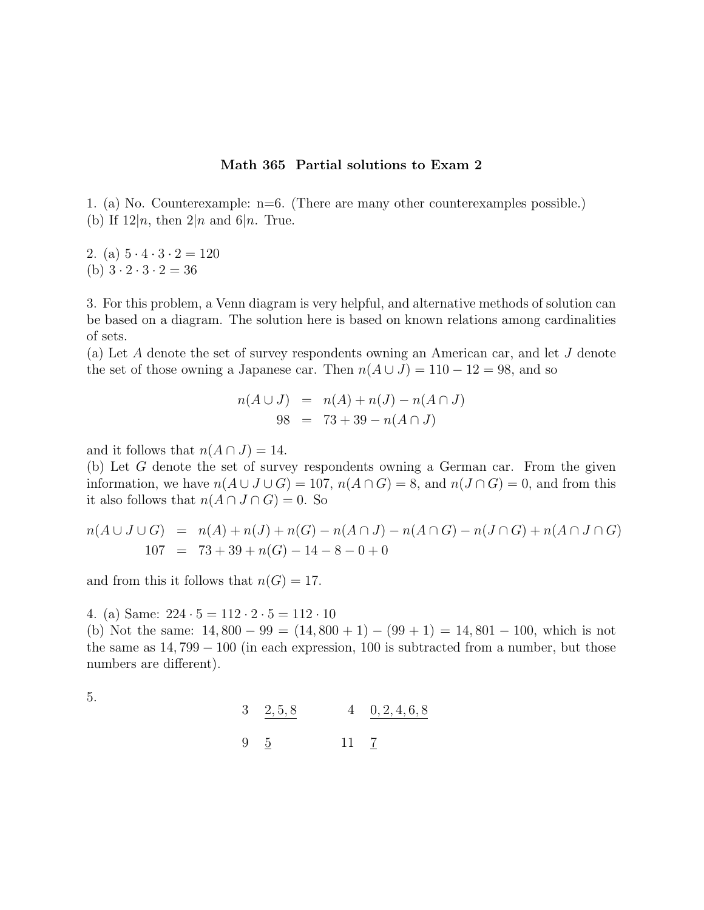## Math 365 Partial solutions to Exam 2

1. (a) No. Counterexample: n=6. (There are many other counterexamples possible.)
(b) If $12|n$, then $2|n$ and $6|n$. True.

2. (a) $5 \cdot 4 \cdot 3 \cdot 2 = 120$
(b) $3 \cdot 2 \cdot 3 \cdot 2 = 36$

3. For this problem, a Venn diagram is very helpful, and alternative methods of solution can be based on a diagram. The solution here is based on known relations among cardinalities of sets.
(a) Let $A$ denote the set of survey respondents owning an American car, and let $J$ denote the set of those owning a Japanese car. Then $n(A \cup J) = 110 - 12 = 98$, and so

$$\begin{aligned} n(A \cup J) &= n(A) + n(J) - n(A \cap J) \\ 98 &= 73 + 39 - n(A \cap J) \end{aligned}$$

and it follows that $n(A \cap J) = 14$.
(b) Let $G$ denote the set of survey respondents owning a German car. From the given information, we have $n(A \cup J \cup G) = 107$, $n(A \cap G) = 8$, and $n(J \cap G) = 0$, and from this it also follows that $n(A \cap J \cap G) = 0$. So

$$\begin{aligned} n(A \cup J \cup G) &= n(A) + n(J) + n(G) - n(A \cap J) - n(A \cap G) - n(J \cap G) + n(A \cap J \cap G) \\ 107 &= 73 + 39 + n(G) - 14 - 8 - 0 + 0 \end{aligned}$$

and from this it follows that $n(G) = 17$.

4. (a) Same: $224 \cdot 5 = 112 \cdot 2 \cdot 5 = 112 \cdot 10$
(b) Not the same: $14,800 - 99 = (14,800 + 1) - (99 + 1) = 14,801 - 100$, which is not the same as $14,799 - 100$ (in each expression, 100 is subtracted from a number, but those numbers are different).

5.

| | | | |
|---|---|---|---|
| 3 | 2, 5, 8 | 4 | 0, 2, 4, 6, 8 |
| 9 | 5 | 11 | 7 |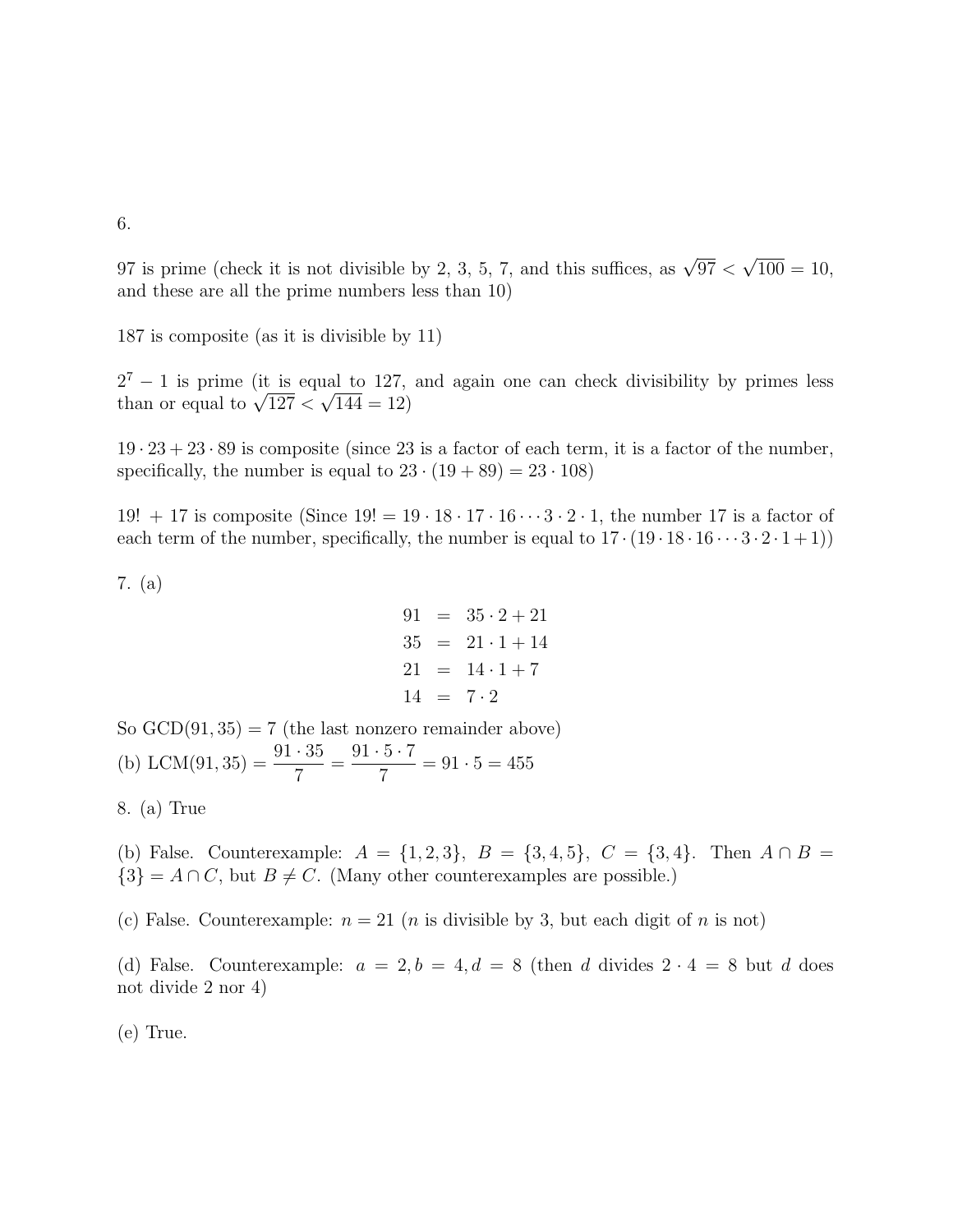6.

97 is prime (check it is not divisible by 2, 3, 5, 7, and this suffices, as $\sqrt{97} < \sqrt{100} = 10$, and these are all the prime numbers less than 10)

187 is composite (as it is divisible by 11)

$2^7 - 1$ is prime (it is equal to 127, and again one can check divisibility by primes less than or equal to $\sqrt{127} < \sqrt{144} = 12$)

$19 \cdot 23 + 23 \cdot 89$ is composite (since 23 is a factor of each term, it is a factor of the number, specifically, the number is equal to $23 \cdot (19 + 89) = 23 \cdot 108$)

$19! + 17$ is composite (Since $19! = 19 \cdot 18 \cdot 17 \cdot 16 \cdots 3 \cdot 2 \cdot 1$, the number 17 is a factor of each term of the number, specifically, the number is equal to $17 \cdot (19 \cdot 18 \cdot 16 \cdots 3 \cdot 2 \cdot 1 + 1)$)

7. (a)

$$
\begin{aligned}
91 &= 35 \cdot 2 + 21 \\
35 &= 21 \cdot 1 + 14 \\
21 &= 14 \cdot 1 + 7 \\
14 &= 7 \cdot 2
\end{aligned}
$$

So $\text{GCD}(91, 35) = 7$ (the last nonzero remainder above)

(b) $\text{LCM}(91, 35) = \dfrac{91 \cdot 35}{7} = \dfrac{91 \cdot 5 \cdot 7}{7} = 91 \cdot 5 = 455$

8. (a) True

(b) False. Counterexample: $A = \{1, 2, 3\},\ B = \{3, 4, 5\},\ C = \{3, 4\}$. Then $A \cap B = \{3\} = A \cap C$, but $B \neq C$. (Many other counterexamples are possible.)

(c) False. Counterexample: $n = 21$ ($n$ is divisible by 3, but each digit of $n$ is not)

(d) False. Counterexample: $a = 2, b = 4, d = 8$ (then $d$ divides $2 \cdot 4 = 8$ but $d$ does not divide 2 nor 4)

(e) True.